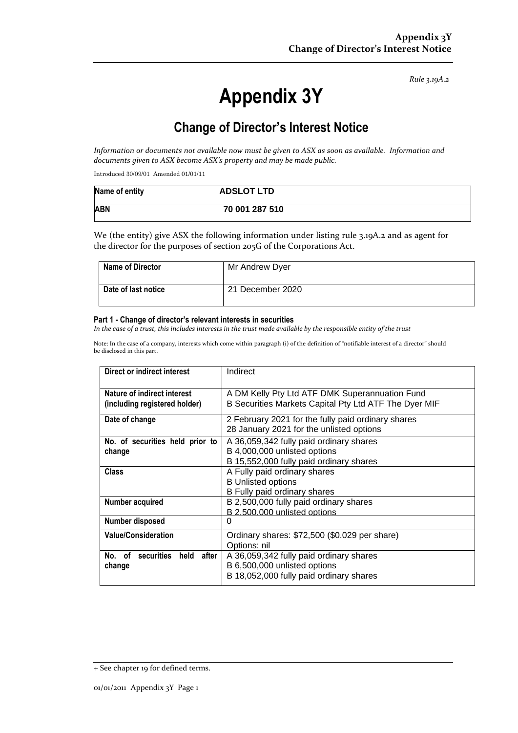*Rule 3.19A.2*

# Appendix 3Y

## Change of Director's Interest Notice

*Information or documents not available now must be given to ASX as soon as available. Information and documents given to ASX become ASX's property and may be made public.*

Introduced 30/09/01 Amended 01/01/11

| Name of entity | ADSLOT LTD |
|---|---|
| ABN | 70 001 287 510 |

We (the entity) give ASX the following information under listing rule 3.19A.2 and as agent for the director for the purposes of section 205G of the Corporations Act.

| Name of Director | Mr Andrew Dyer |
|---|---|
| Date of last notice | 21 December 2020 |

**Part 1 - Change of director's relevant interests in securities**

*In the case of a trust, this includes interests in the trust made available by the responsible entity of the trust*

Note: In the case of a company, interests which come within paragraph (i) of the definition of "notifiable interest of a director" should be disclosed in this part.

| Direct or indirect interest | Indirect |
|---|---|
| Nature of indirect interest (including registered holder) | A DM Kelly Pty Ltd ATF DMK Superannuation Fund<br>B Securities Markets Capital Pty Ltd ATF The Dyer MIF |
| Date of change | 2 February 2021 for the fully paid ordinary shares<br>28 January 2021 for the unlisted options |
| No. of securities held prior to change | A 36,059,342 fully paid ordinary shares<br>B 4,000,000 unlisted options<br>B 15,552,000 fully paid ordinary shares |
| Class | A Fully paid ordinary shares<br>B Unlisted options<br>B Fully paid ordinary shares |
| Number acquired | B 2,500,000 fully paid ordinary shares<br>B 2,500,000 unlisted options |
| Number disposed | 0 |
| Value/Consideration | Ordinary shares: $72,500 ($0.029 per share)<br>Options: nil |
| No. of securities held after change | A 36,059,342 fully paid ordinary shares<br>B 6,500,000 unlisted options<br>B 18,052,000 fully paid ordinary shares |

+ See chapter 19 for defined terms.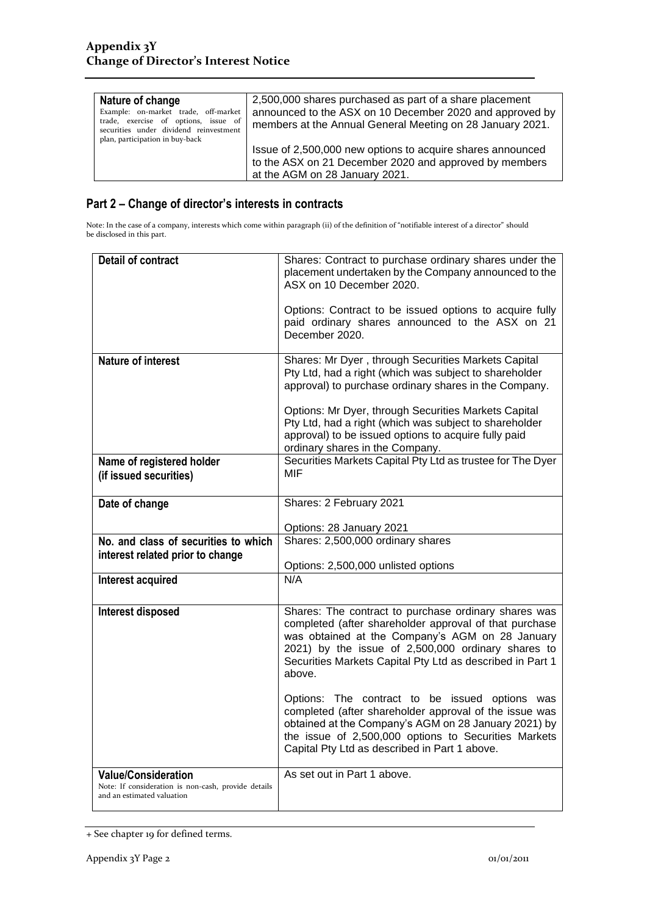| Nature of change<br>Example: on-market trade, off-market trade, exercise of options, issue of securities under dividend reinvestment plan, participation in buy-back | 2,500,000 shares purchased as part of a share placement announced to the ASX on 10 December 2020 and approved by members at the Annual General Meeting on 28 January 2021.<br><br>Issue of 2,500,000 new options to acquire shares announced to the ASX on 21 December 2020 and approved by members at the AGM on 28 January 2021. |
|---|---|

## Part 2 – Change of director's interests in contracts

Note: In the case of a company, interests which come within paragraph (ii) of the definition of "notifiable interest of a director" should be disclosed in this part.

| Detail of contract | Shares: Contract to purchase ordinary shares under the placement undertaken by the Company announced to the ASX on 10 December 2020.<br><br>Options: Contract to be issued options to acquire fully paid ordinary shares announced to the ASX on 21 December 2020. |
|---|---|
| **Nature of interest** | Shares: Mr Dyer , through Securities Markets Capital Pty Ltd, had a right (which was subject to shareholder approval) to purchase ordinary shares in the Company.<br><br>Options: Mr Dyer, through Securities Markets Capital Pty Ltd, had a right (which was subject to shareholder approval) to be issued options to acquire fully paid ordinary shares in the Company. |
| **Name of registered holder (if issued securities)** | Securities Markets Capital Pty Ltd as trustee for The Dyer MIF |
| **Date of change** | Shares: 2 February 2021<br><br>Options: 28 January 2021 |
| **No. and class of securities to which interest related prior to change** | Shares: 2,500,000 ordinary shares<br><br>Options: 2,500,000 unlisted options |
| **Interest acquired** | N/A |
| **Interest disposed** | Shares: The contract to purchase ordinary shares was completed (after shareholder approval of that purchase was obtained at the Company's AGM on 28 January 2021) by the issue of 2,500,000 ordinary shares to Securities Markets Capital Pty Ltd as described in Part 1 above.<br><br>Options: The contract to be issued options was completed (after shareholder approval of the issue was obtained at the Company's AGM on 28 January 2021) by the issue of 2,500,000 options to Securities Markets Capital Pty Ltd as described in Part 1 above. |
| **Value/Consideration**<br>Note: If consideration is non-cash, provide details and an estimated valuation | As set out in Part 1 above. |

+ See chapter 19 for defined terms.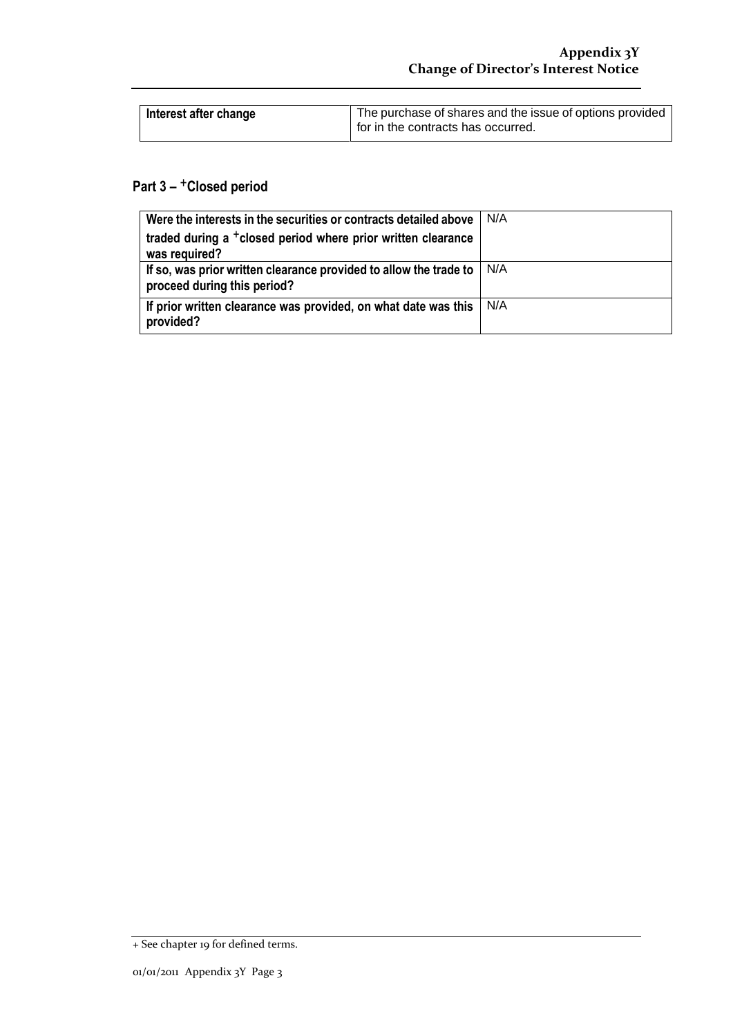| | |
|---|---|
| Interest after change | The purchase of shares and the issue of options provided for in the contracts has occurred. |

## Part 3 – +Closed period

| | |
|---|---|
| **Were the interests in the securities or contracts detailed above traded during a +closed period where prior written clearance was required?** | N/A |
| **If so, was prior written clearance provided to allow the trade to proceed during this period?** | N/A |
| **If prior written clearance was provided, on what date was this provided?** | N/A |

+ See chapter 19 for defined terms.